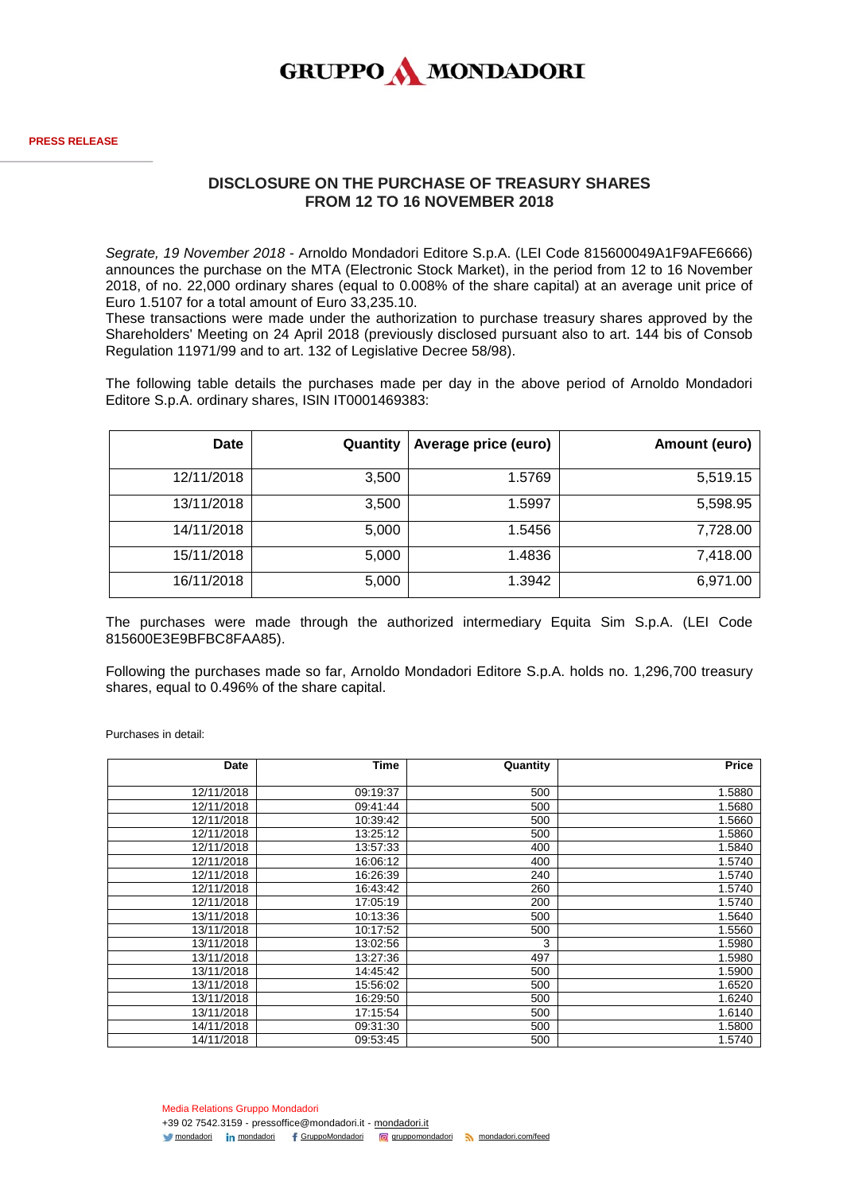GRUPPO MONDADORI

**PRESS RELEASE**

## DISCLOSURE ON THE PURCHASE OF TREASURY SHARES FROM 12 TO 16 NOVEMBER 2018

*Segrate, 19 November 2018* - Arnoldo Mondadori Editore S.p.A. (LEI Code 815600049A1F9AFE6666) announces the purchase on the MTA (Electronic Stock Market), in the period from 12 to 16 November 2018, of no. 22,000 ordinary shares (equal to 0.008% of the share capital) at an average unit price of Euro 1.5107 for a total amount of Euro 33,235.10.
These transactions were made under the authorization to purchase treasury shares approved by the Shareholders' Meeting on 24 April 2018 (previously disclosed pursuant also to art. 144 bis of Consob Regulation 11971/99 and to art. 132 of Legislative Decree 58/98).

The following table details the purchases made per day in the above period of Arnoldo Mondadori Editore S.p.A. ordinary shares, ISIN IT0001469383:

| Date | Quantity | Average price (euro) | Amount (euro) |
|---|---|---|---|
| 12/11/2018 | 3,500 | 1.5769 | 5,519.15 |
| 13/11/2018 | 3,500 | 1.5997 | 5,598.95 |
| 14/11/2018 | 5,000 | 1.5456 | 7,728.00 |
| 15/11/2018 | 5,000 | 1.4836 | 7,418.00 |
| 16/11/2018 | 5,000 | 1.3942 | 6,971.00 |

The purchases were made through the authorized intermediary Equita Sim S.p.A. (LEI Code 815600E3E9BFBC8FAA85).

Following the purchases made so far, Arnoldo Mondadori Editore S.p.A. holds no. 1,296,700 treasury shares, equal to 0.496% of the share capital.

Purchases in detail:

| Date | Time | Quantity | Price |
|---|---|---|---|
| 12/11/2018 | 09:19:37 | 500 | 1.5880 |
| 12/11/2018 | 09:41:44 | 500 | 1.5680 |
| 12/11/2018 | 10:39:42 | 500 | 1.5660 |
| 12/11/2018 | 13:25:12 | 500 | 1.5860 |
| 12/11/2018 | 13:57:33 | 400 | 1.5840 |
| 12/11/2018 | 16:06:12 | 400 | 1.5740 |
| 12/11/2018 | 16:26:39 | 240 | 1.5740 |
| 12/11/2018 | 16:43:42 | 260 | 1.5740 |
| 12/11/2018 | 17:05:19 | 200 | 1.5740 |
| 13/11/2018 | 10:13:36 | 500 | 1.5640 |
| 13/11/2018 | 10:17:52 | 500 | 1.5560 |
| 13/11/2018 | 13:02:56 | 3 | 1.5980 |
| 13/11/2018 | 13:27:36 | 497 | 1.5980 |
| 13/11/2018 | 14:45:42 | 500 | 1.5900 |
| 13/11/2018 | 15:56:02 | 500 | 1.6520 |
| 13/11/2018 | 16:29:50 | 500 | 1.6240 |
| 13/11/2018 | 17:15:54 | 500 | 1.6140 |
| 14/11/2018 | 09:31:30 | 500 | 1.5800 |
| 14/11/2018 | 09:53:45 | 500 | 1.5740 |

Media Relations Gruppo Mondadori
+39 02 7542.3159 - pressoffice@mondadori.it - mondadori.it
mondadori mondadori GruppoMondadori gruppomondadori mondadori.com/feed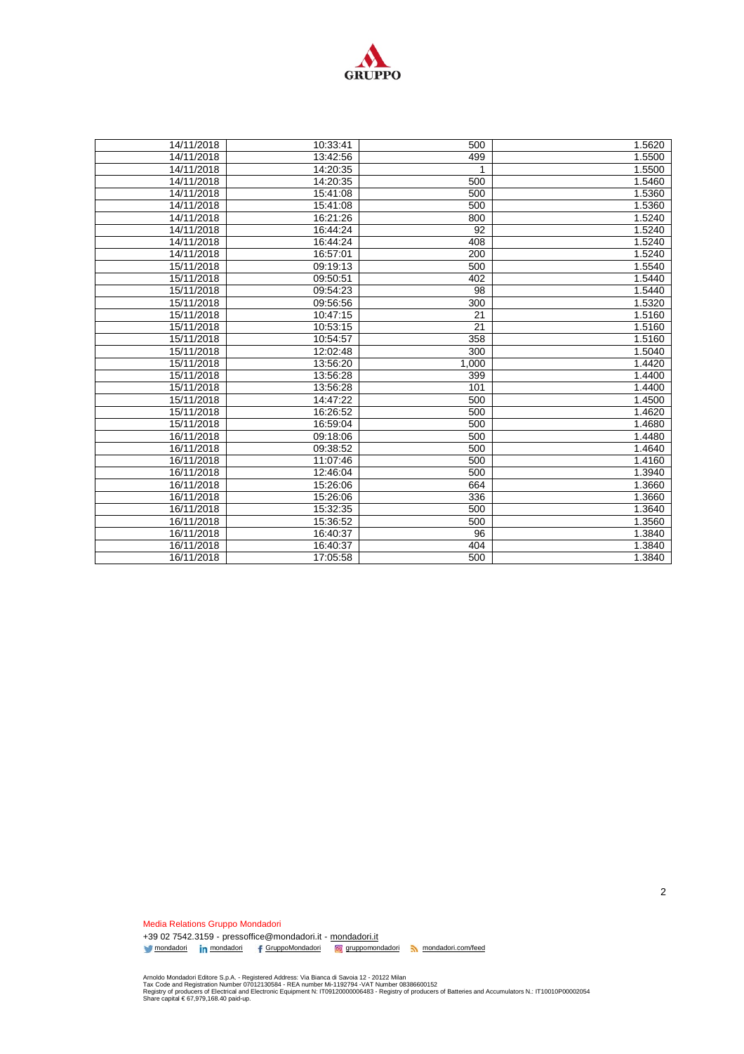| | | | |
|---|---|---|---|
| 14/11/2018 | 10:33:41 | 500 | 1.5620 |
| 14/11/2018 | 13:42:56 | 499 | 1.5500 |
| 14/11/2018 | 14:20:35 | 1 | 1.5500 |
| 14/11/2018 | 14:20:35 | 500 | 1.5460 |
| 14/11/2018 | 15:41:08 | 500 | 1.5360 |
| 14/11/2018 | 15:41:08 | 500 | 1.5360 |
| 14/11/2018 | 16:21:26 | 800 | 1.5240 |
| 14/11/2018 | 16:44:24 | 92 | 1.5240 |
| 14/11/2018 | 16:44:24 | 408 | 1.5240 |
| 14/11/2018 | 16:57:01 | 200 | 1.5240 |
| 15/11/2018 | 09:19:13 | 500 | 1.5540 |
| 15/11/2018 | 09:50:51 | 402 | 1.5440 |
| 15/11/2018 | 09:54:23 | 98 | 1.5440 |
| 15/11/2018 | 09:56:56 | 300 | 1.5320 |
| 15/11/2018 | 10:47:15 | 21 | 1.5160 |
| 15/11/2018 | 10:53:15 | 21 | 1.5160 |
| 15/11/2018 | 10:54:57 | 358 | 1.5160 |
| 15/11/2018 | 12:02:48 | 300 | 1.5040 |
| 15/11/2018 | 13:56:20 | 1,000 | 1.4420 |
| 15/11/2018 | 13:56:28 | 399 | 1.4400 |
| 15/11/2018 | 13:56:28 | 101 | 1.4400 |
| 15/11/2018 | 14:47:22 | 500 | 1.4500 |
| 15/11/2018 | 16:26:52 | 500 | 1.4620 |
| 15/11/2018 | 16:59:04 | 500 | 1.4680 |
| 16/11/2018 | 09:18:06 | 500 | 1.4480 |
| 16/11/2018 | 09:38:52 | 500 | 1.4640 |
| 16/11/2018 | 11:07:46 | 500 | 1.4160 |
| 16/11/2018 | 12:46:04 | 500 | 1.3940 |
| 16/11/2018 | 15:26:06 | 664 | 1.3660 |
| 16/11/2018 | 15:26:06 | 336 | 1.3660 |
| 16/11/2018 | 15:32:35 | 500 | 1.3640 |
| 16/11/2018 | 15:36:52 | 500 | 1.3560 |
| 16/11/2018 | 16:40:37 | 96 | 1.3840 |
| 16/11/2018 | 16:40:37 | 404 | 1.3840 |
| 16/11/2018 | 17:05:58 | 500 | 1.3840 |

Media Relations Gruppo Mondadori

+39 02 7542.3159 - pressoffice@mondadori.it - mondadori.it

mondadori   mondadori   GruppoMondadori   gruppomondadori   mondadori.com/feed

Arnoldo Mondadori Editore S.p.A. - Registered Address: Via Bianca di Savoia 12 - 20122 Milan
Tax Code and Registration Number 07012130584 - REA number Mi-1192794 -VAT Number 08386600152
Registry of producers of Electrical and Electronic Equipment N: IT09120000006483 - Registry of producers of Batteries and Accumulators N.: IT10010P00002054
Share capital € 67,979,168.40 paid-up.